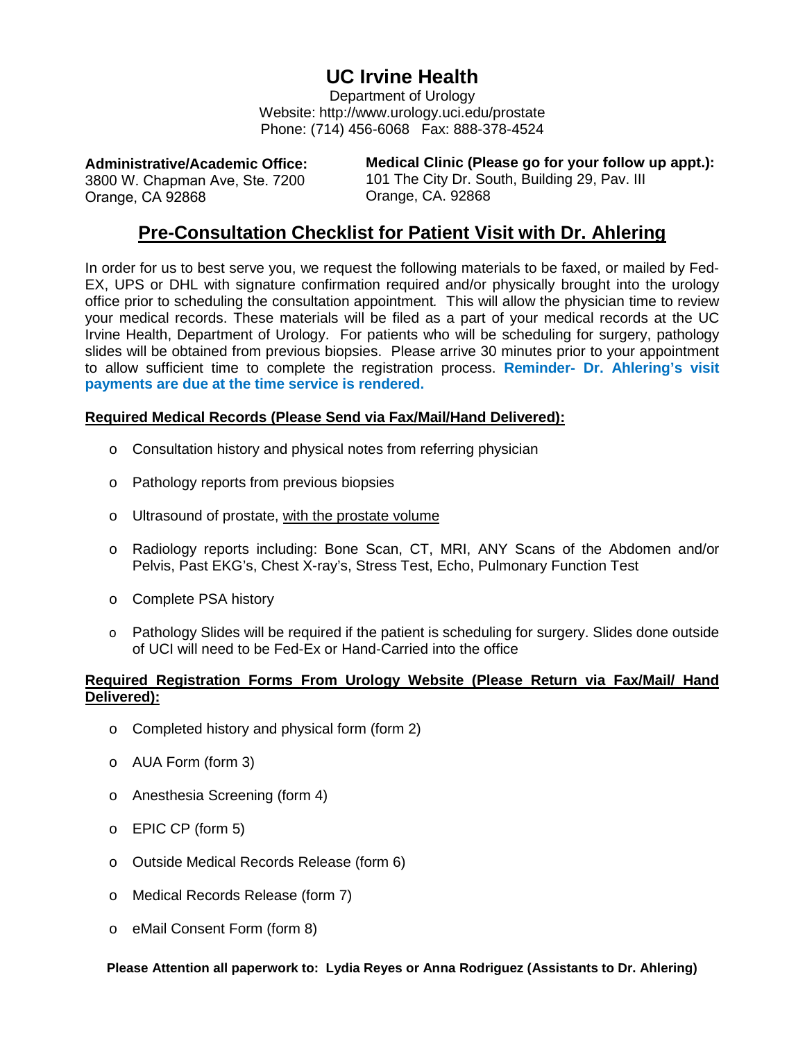# UC Irvine Health

Department of Urology
Website: http://www.urology.uci.edu/prostate
Phone: (714) 456-6068 Fax: 888-378-4524

**Administrative/Academic Office:**
3800 W. Chapman Ave, Ste. 7200
Orange, CA 92868

**Medical Clinic (Please go for your follow up appt.):**
101 The City Dr. South, Building 29, Pav. III
Orange, CA. 92868

## Pre-Consultation Checklist for Patient Visit with Dr. Ahlering

In order for us to best serve you, we request the following materials to be faxed, or mailed by Fed-EX, UPS or DHL with signature confirmation required and/or physically brought into the urology office prior to scheduling the consultation appointment. This will allow the physician time to review your medical records. These materials will be filed as a part of your medical records at the UC Irvine Health, Department of Urology. For patients who will be scheduling for surgery, pathology slides will be obtained from previous biopsies. Please arrive 30 minutes prior to your appointment to allow sufficient time to complete the registration process. **Reminder- Dr. Ahlering's visit payments are due at the time service is rendered.**

**Required Medical Records (Please Send via Fax/Mail/Hand Delivered):**

- Consultation history and physical notes from referring physician
- Pathology reports from previous biopsies
- Ultrasound of prostate, with the prostate volume
- Radiology reports including: Bone Scan, CT, MRI, ANY Scans of the Abdomen and/or Pelvis, Past EKG's, Chest X-ray's, Stress Test, Echo, Pulmonary Function Test
- Complete PSA history
- Pathology Slides will be required if the patient is scheduling for surgery. Slides done outside of UCI will need to be Fed-Ex or Hand-Carried into the office

**Required Registration Forms From Urology Website (Please Return via Fax/Mail/ Hand Delivered):**

- Completed history and physical form (form 2)
- AUA Form (form 3)
- Anesthesia Screening (form 4)
- EPIC CP (form 5)
- Outside Medical Records Release (form 6)
- Medical Records Release (form 7)
- eMail Consent Form (form 8)

**Please Attention all paperwork to: Lydia Reyes or Anna Rodriguez (Assistants to Dr. Ahlering)**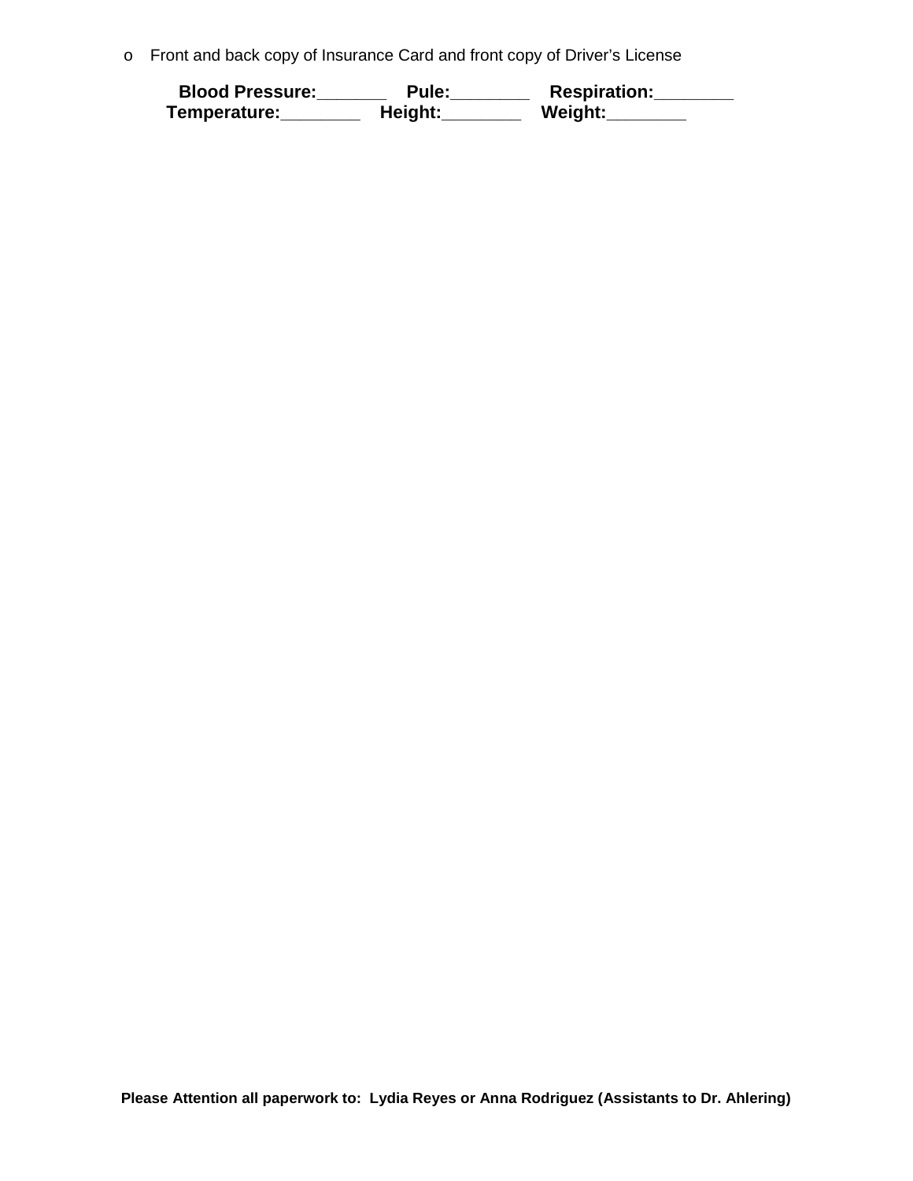- Front and back copy of Insurance Card and front copy of Driver's License

**Blood Pressure:_______ Pule:________ Respiration:________**
**Temperature:________ Height:________ Weight:________**

**Please Attention all paperwork to: Lydia Reyes or Anna Rodriguez (Assistants to Dr. Ahlering)**